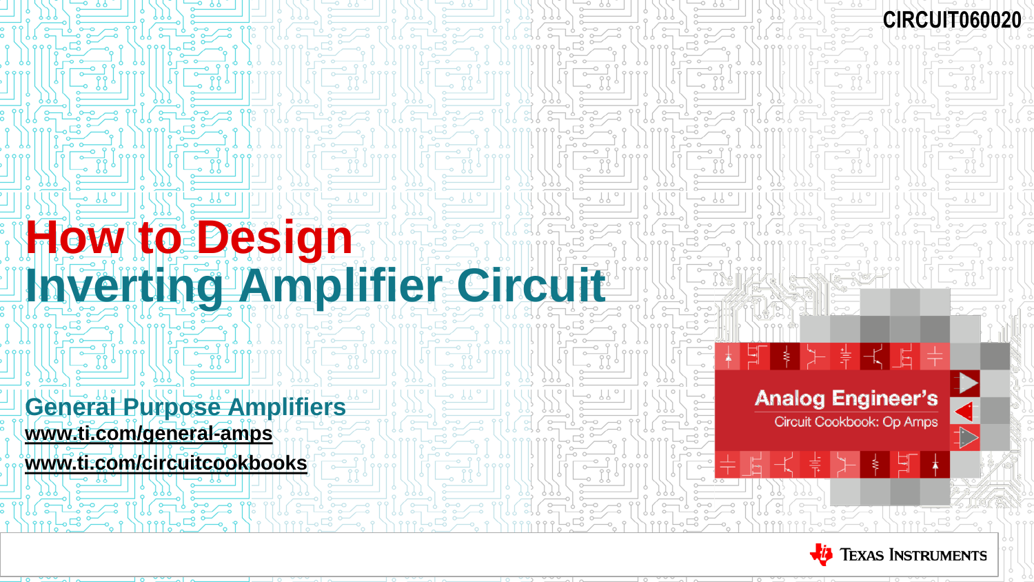CIRCUIT060020

# How to Design
# Inverting Amplifier Circuit

## General Purpose Amplifiers

**www.ti.com/general-amps**

**www.ti.com/circuitcookbooks**

Analog Engineer's
Circuit Cookbook: Op Amps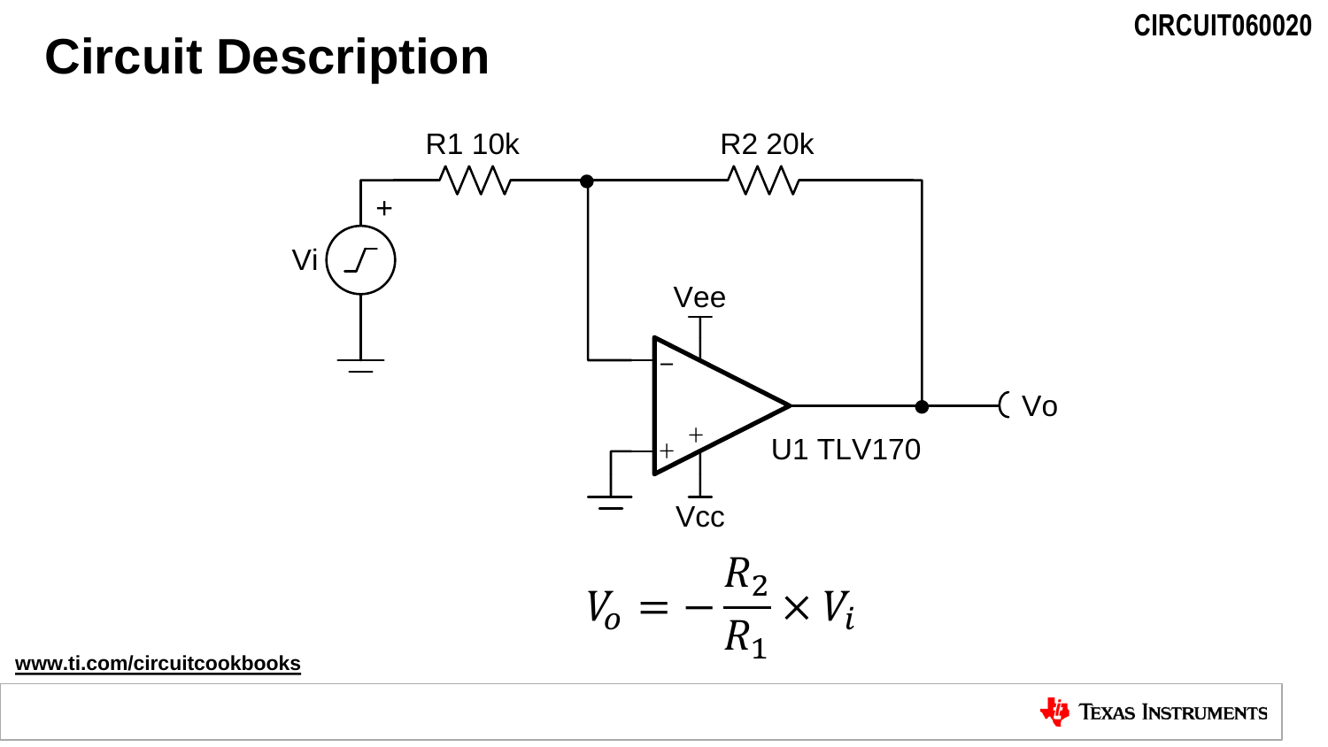# Circuit Description

CIRCUIT060020

R1 10k

R2 20k

Vi

Vee

Vcc

Vo

U1 TLV170

$$V_o = -\frac{R_2}{R_1} \times V_i$$

www.ti.com/circuitcookbooks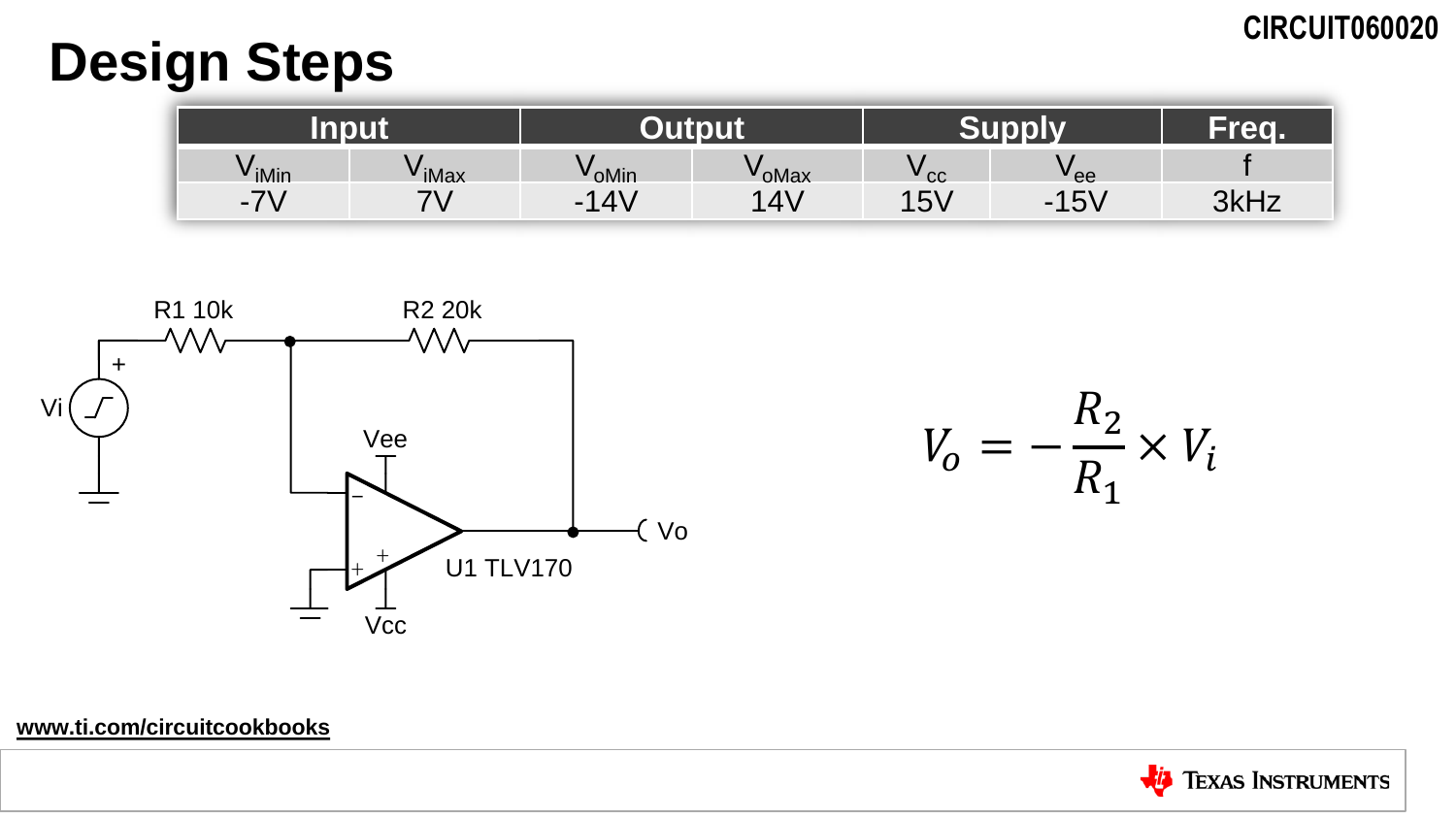# Design Steps

| Input | | Output | | Supply | | Freq. |
|---|---|---|---|---|---|---|
| $V_{iMin}$ | $V_{iMax}$ | $V_{oMin}$ | $V_{oMax}$ | $V_{cc}$ | $V_{ee}$ | f |
| -7V | 7V | -14V | 14V | 15V | -15V | 3kHz |

R1 10k, R2 20k, Vi, Vee, Vcc, U1 TLV170, Vo

$$V_o = -\frac{R_2}{R_1} \times V_i$$

www.ti.com/circuitcookbooks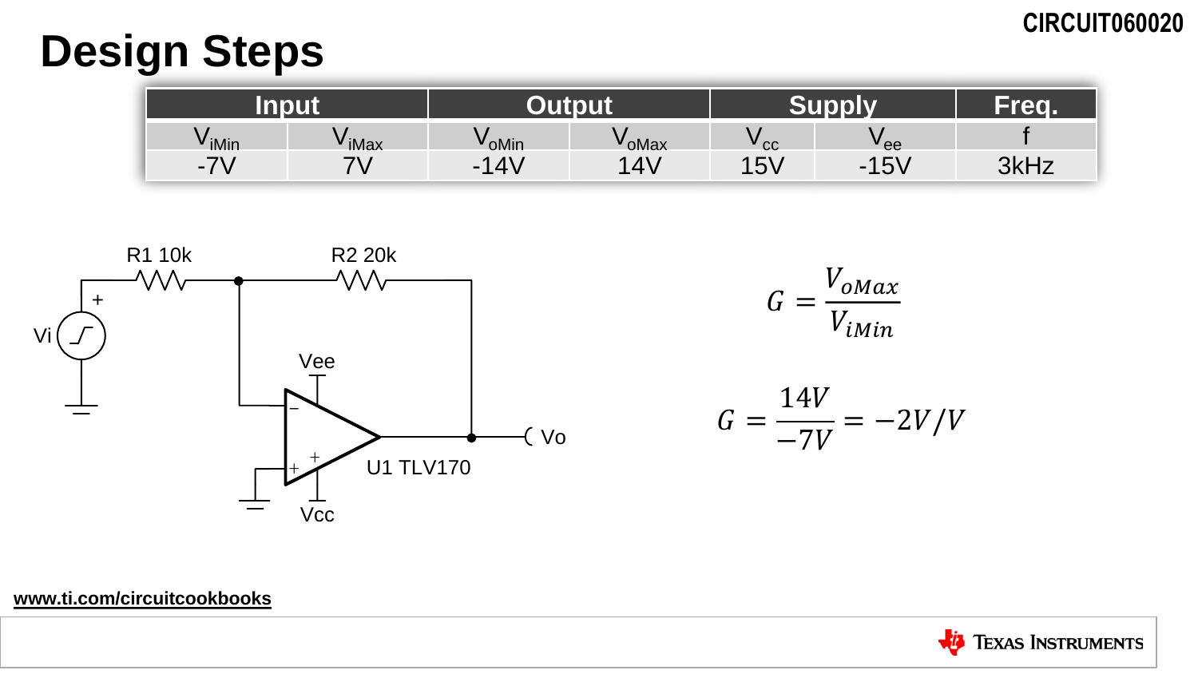# Design Steps

CIRCUIT060020

| Input | | Output | | Supply | | Freq. |
|---|---|---|---|---|---|---|
| $V_{iMin}$ | $V_{iMax}$ | $V_{oMin}$ | $V_{oMax}$ | $V_{cc}$ | $V_{ee}$ | f |
| -7V | 7V | -14V | 14V | 15V | -15V | 3kHz |

R1 10k

R2 20k

Vi

Vee

Vcc

U1 TLV170

Vo

$$G = \frac{V_{oMax}}{V_{iMin}}$$

$$G = \frac{14V}{-7V} = -2V/V$$

www.ti.com/circuitcookbooks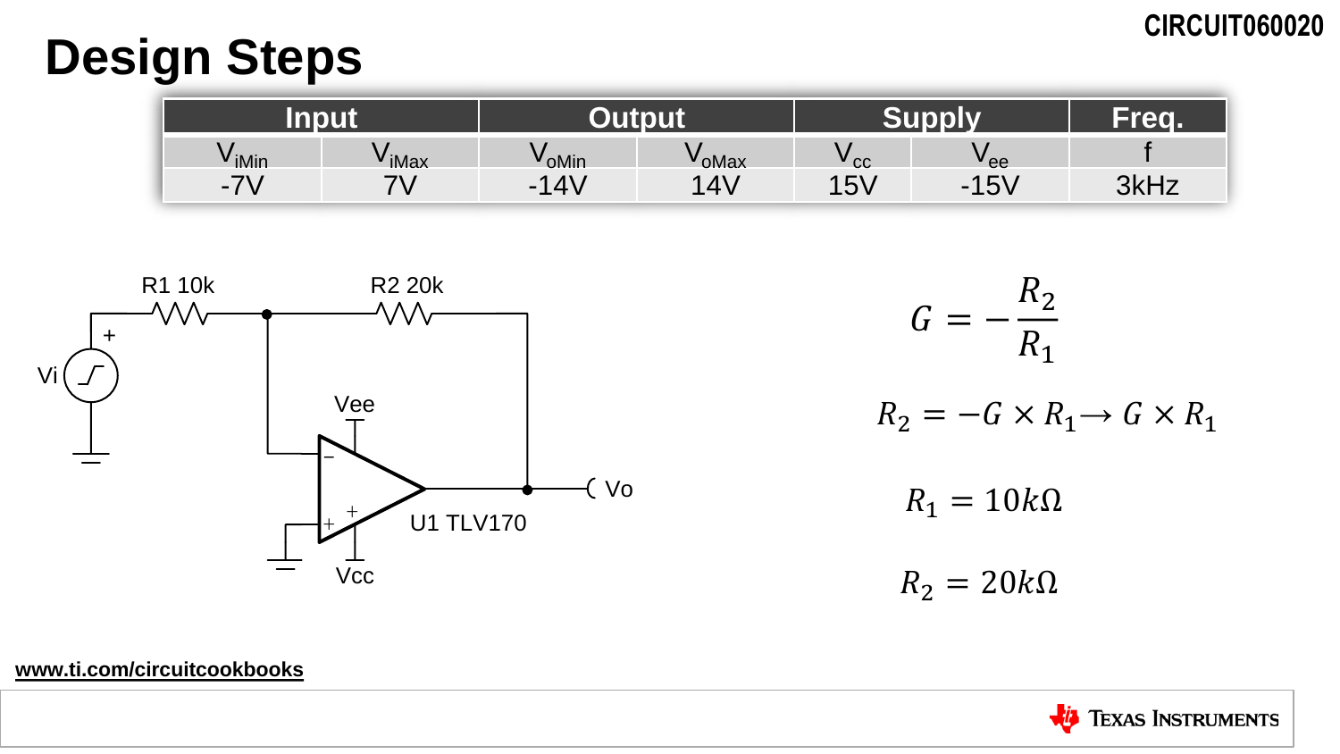# Design Steps

| Input | | Output | | Supply | | Freq. |
|---|---|---|---|---|---|---|
| $V_{iMin}$ | $V_{iMax}$ | $V_{oMin}$ | $V_{oMax}$ | $V_{cc}$ | $V_{ee}$ | f |
| -7V | 7V | -14V | 14V | 15V | -15V | 3kHz |

R1 10k R2 20k Vi Vee Vcc U1 TLV170 Vo

$$G = -\frac{R_2}{R_1}$$

$$R_2 = -G \times R_1 \rightarrow G \times R_1$$

$$R_1 = 10k\Omega$$

$$R_2 = 20k\Omega$$

www.ti.com/circuitcookbooks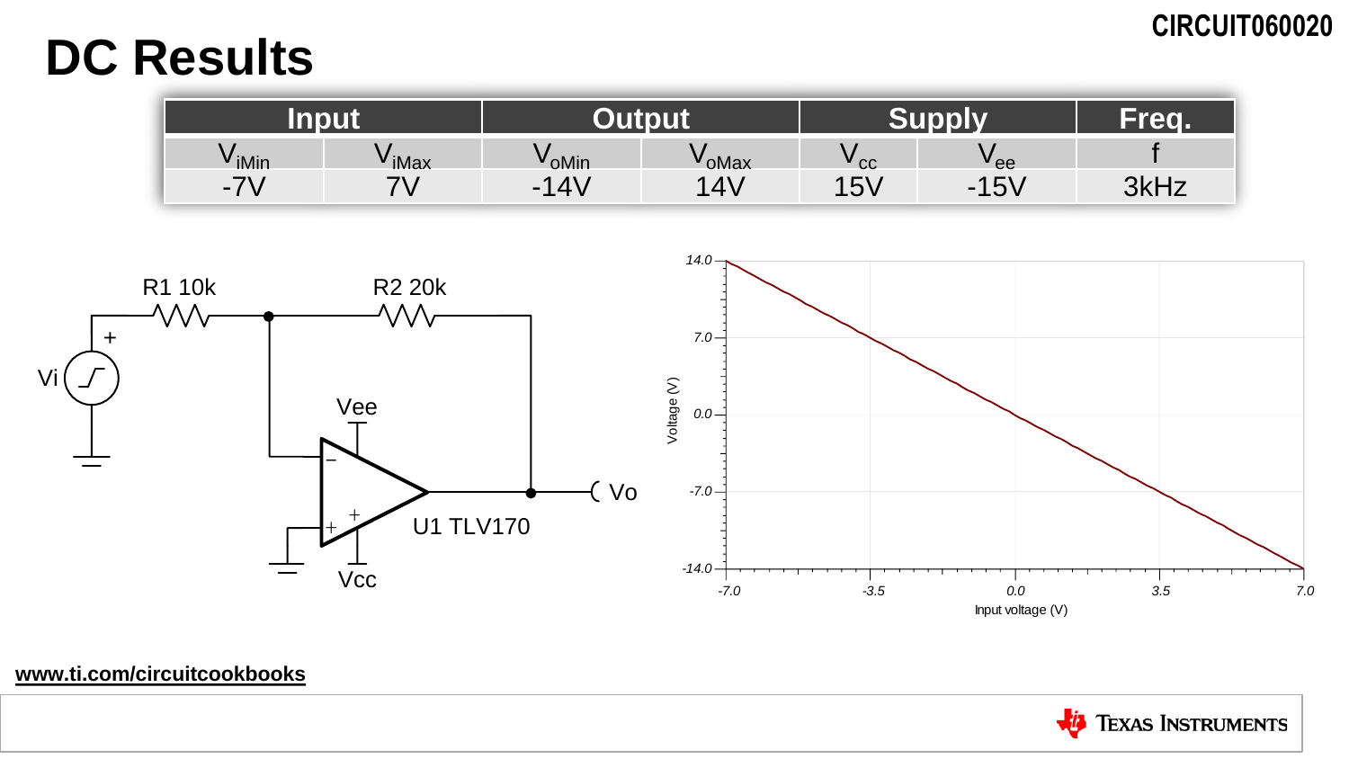# DC Results

| Input | | Output | | Supply | | Freq. |
|---|---|---|---|---|---|---|
| $V_{iMin}$ | $V_{iMax}$ | $V_{oMin}$ | $V_{oMax}$ | $V_{cc}$ | $V_{ee}$ | f |
| -7V | 7V | -14V | 14V | 15V | -15V | 3kHz |

R1 10k

R2 20k

Vi

Vee

Vcc

U1 TLV170

Vo

Voltage (V)

Input voltage (V)

www.ti.com/circuitcookbooks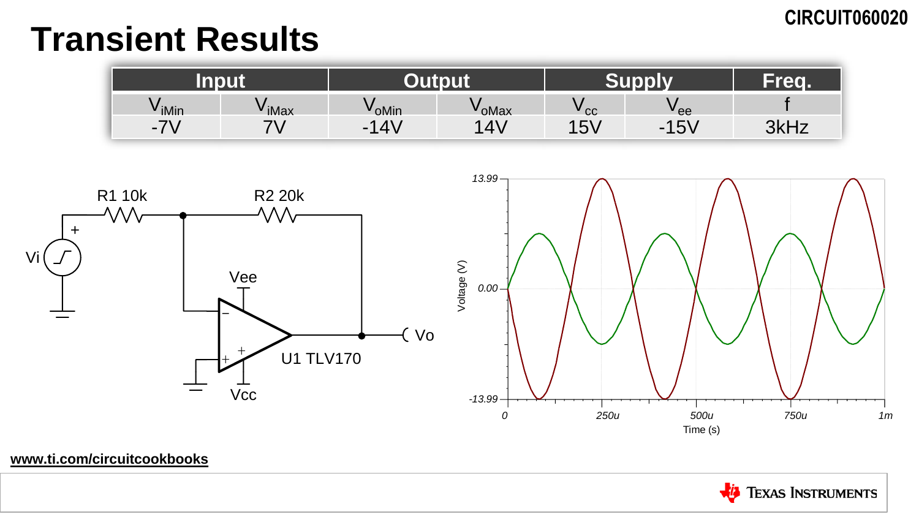# Transient Results

| Input | | Output | | Supply | | Freq. |
|---|---|---|---|---|---|---|
| $V_{iMin}$ | $V_{iMax}$ | $V_{oMin}$ | $V_{oMax}$ | $V_{cc}$ | $V_{ee}$ | f |
| -7V | 7V | -14V | 14V | 15V | -15V | 3kHz |

www.ti.com/circuitcookbooks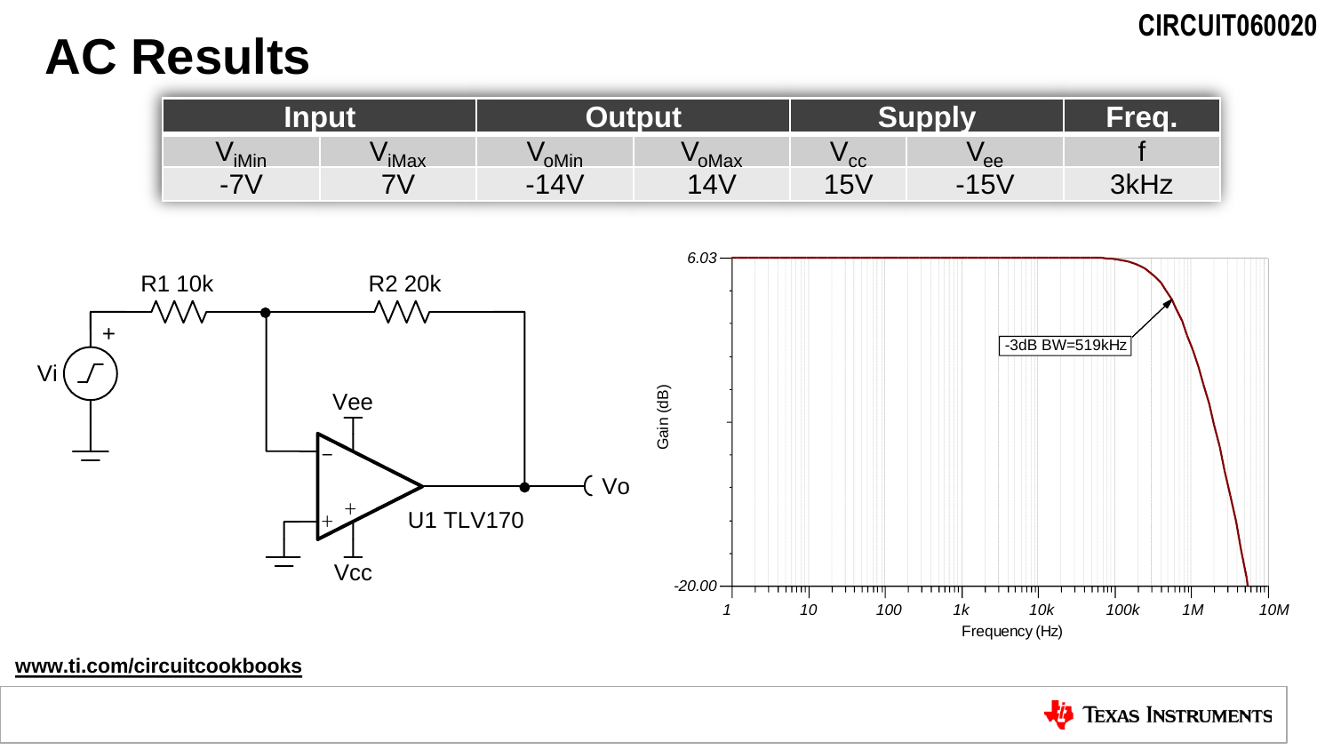# AC Results

| Input | | Output | | Supply | | Freq. |
|---|---|---|---|---|---|---|
| $V_{iMin}$ | $V_{iMax}$ | $V_{oMin}$ | $V_{oMax}$ | $V_{cc}$ | $V_{ee}$ | f |
| -7V | 7V | -14V | 14V | 15V | -15V | 3kHz |

www.ti.com/circuitcookbooks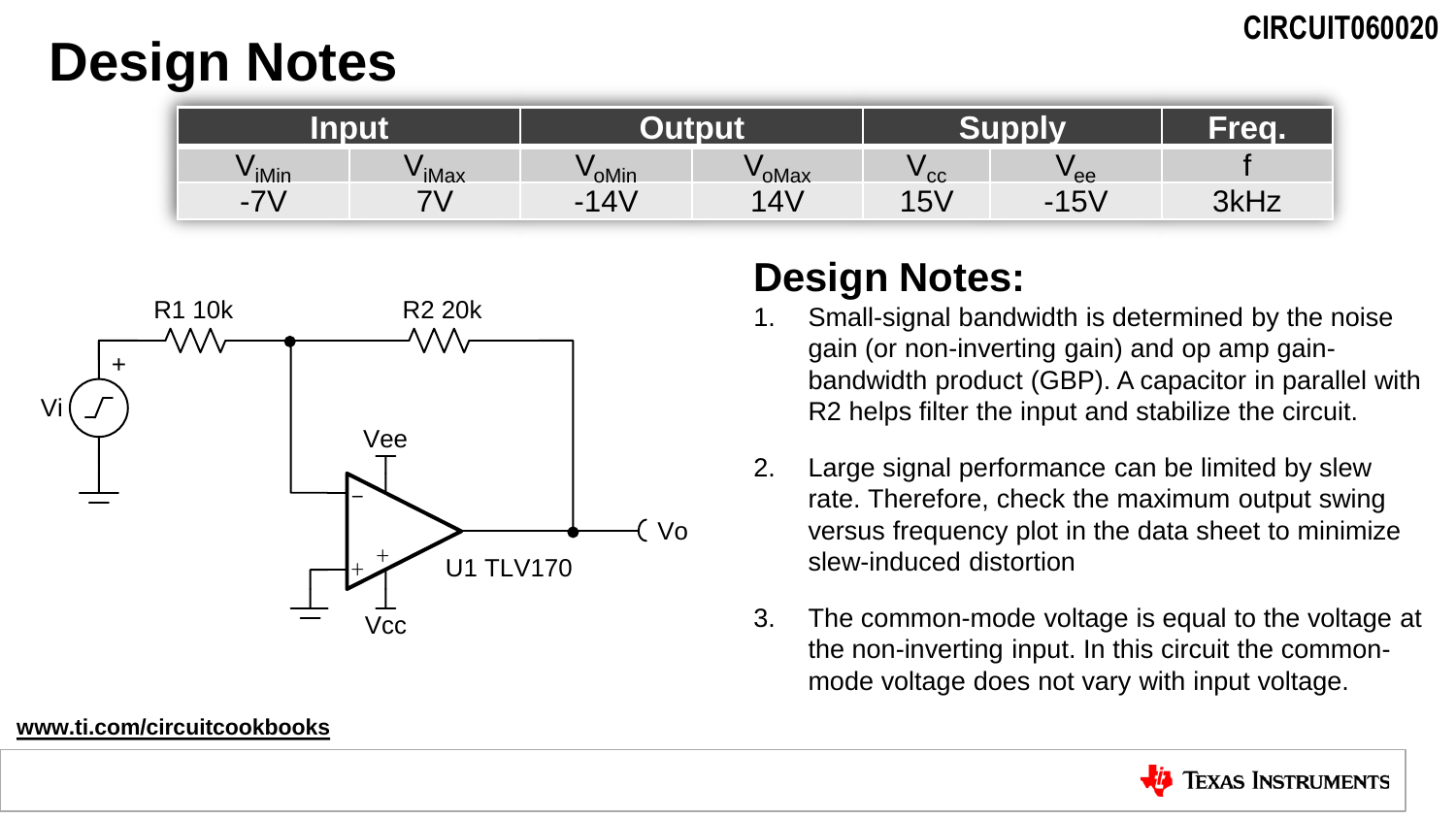# Design Notes

| Input | | Output | | Supply | | Freq. |
|---|---|---|---|---|---|---|
| $V_{iMin}$ | $V_{iMax}$ | $V_{oMin}$ | $V_{oMax}$ | $V_{cc}$ | $V_{ee}$ | f |
| -7V | 7V | -14V | 14V | 15V | -15V | 3kHz |

R1 10k, R2 20k, Vi, Vee, Vcc, U1 TLV170, Vo

## Design Notes:

1. Small-signal bandwidth is determined by the noise gain (or non-inverting gain) and op amp gain-bandwidth product (GBP). A capacitor in parallel with R2 helps filter the input and stabilize the circuit.
2. Large signal performance can be limited by slew rate. Therefore, check the maximum output swing versus frequency plot in the data sheet to minimize slew-induced distortion
3. The common-mode voltage is equal to the voltage at the non-inverting input. In this circuit the common-mode voltage does not vary with input voltage.

www.ti.com/circuitcookbooks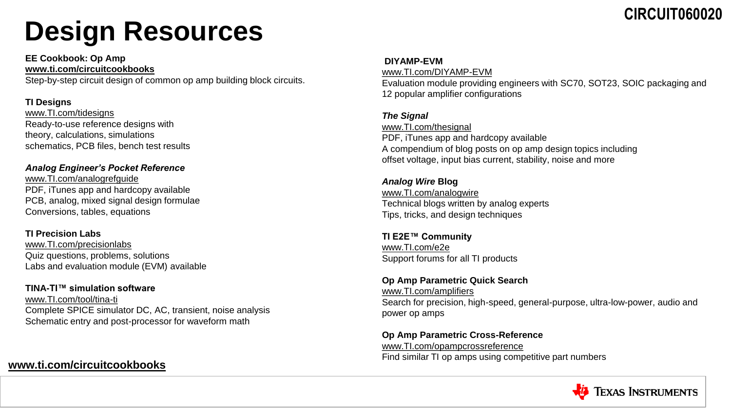# Design Resources

**EE Cookbook: Op Amp**
**www.ti.com/circuitcookbooks**
Step-by-step circuit design of common op amp building block circuits.

**TI Designs**
www.TI.com/tidesigns
Ready-to-use reference designs with theory, calculations, simulations schematics, PCB files, bench test results

***Analog Engineer's Pocket Reference***
www.TI.com/analogrefguide
PDF, iTunes app and hardcopy available
PCB, analog, mixed signal design formulae
Conversions, tables, equations

**TI Precision Labs**
www.TI.com/precisionlabs
Quiz questions, problems, solutions
Labs and evaluation module (EVM) available

**TINA-TI™ simulation software**
www.TI.com/tool/tina-ti
Complete SPICE simulator DC, AC, transient, noise analysis
Schematic entry and post-processor for waveform math

**DIYAMP-EVM**
www.TI.com/DIYAMP-EVM
Evaluation module providing engineers with SC70, SOT23, SOIC packaging and 12 popular amplifier configurations

***The Signal***
www.TI.com/thesignal
PDF, iTunes app and hardcopy available
A compendium of blog posts on op amp design topics including offset voltage, input bias current, stability, noise and more

***Analog Wire* Blog**
www.TI.com/analogwire
Technical blogs written by analog experts
Tips, tricks, and design techniques

**TI E2E™ Community**
www.TI.com/e2e
Support forums for all TI products

**Op Amp Parametric Quick Search**
www.TI.com/amplifiers
Search for precision, high-speed, general-purpose, ultra-low-power, audio and power op amps

**Op Amp Parametric Cross-Reference**
www.TI.com/opampcrossreference
Find similar TI op amps using competitive part numbers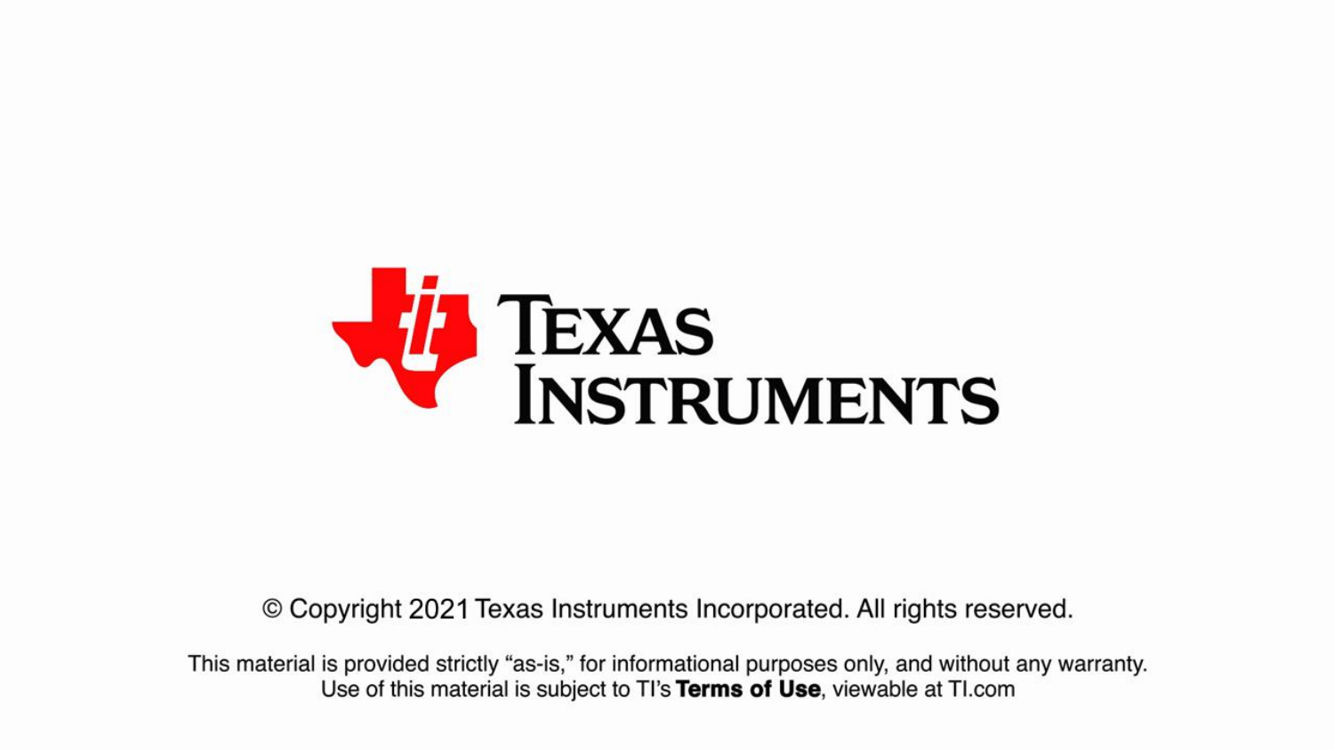TEXAS INSTRUMENTS

© Copyright 2021 Texas Instruments Incorporated. All rights reserved.

This material is provided strictly "as-is," for informational purposes only, and without any warranty.
Use of this material is subject to TI's **Terms of Use**, viewable at TI.com